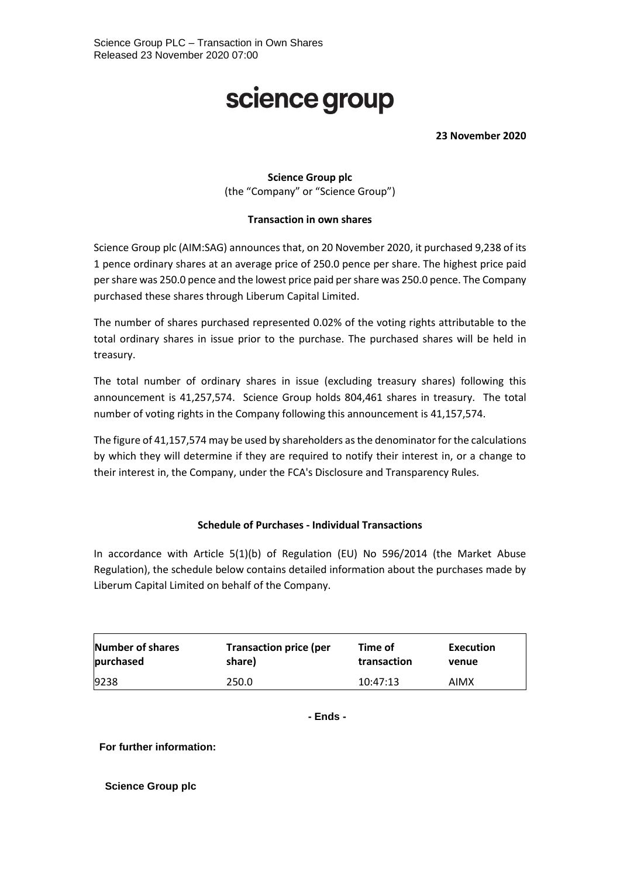Science Group PLC – Transaction in Own Shares
Released 23 November 2020 07:00

# science group

**23 November 2020**

**Science Group plc**
(the "Company" or "Science Group")

**Transaction in own shares**

Science Group plc (AIM:SAG) announces that, on 20 November 2020, it purchased 9,238 of its 1 pence ordinary shares at an average price of 250.0 pence per share. The highest price paid per share was 250.0 pence and the lowest price paid per share was 250.0 pence. The Company purchased these shares through Liberum Capital Limited.

The number of shares purchased represented 0.02% of the voting rights attributable to the total ordinary shares in issue prior to the purchase. The purchased shares will be held in treasury.

The total number of ordinary shares in issue (excluding treasury shares) following this announcement is 41,257,574. Science Group holds 804,461 shares in treasury. The total number of voting rights in the Company following this announcement is 41,157,574.

The figure of 41,157,574 may be used by shareholders as the denominator for the calculations by which they will determine if they are required to notify their interest in, or a change to their interest in, the Company, under the FCA's Disclosure and Transparency Rules.

**Schedule of Purchases - Individual Transactions**

In accordance with Article 5(1)(b) of Regulation (EU) No 596/2014 (the Market Abuse Regulation), the schedule below contains detailed information about the purchases made by Liberum Capital Limited on behalf of the Company.

| Number of shares purchased | Transaction price (per share) | Time of transaction | Execution venue |
|---|---|---|---|
| 9238 | 250.0 | 10:47:13 | AIMX |

**- Ends -**

**For further information:**

**Science Group plc**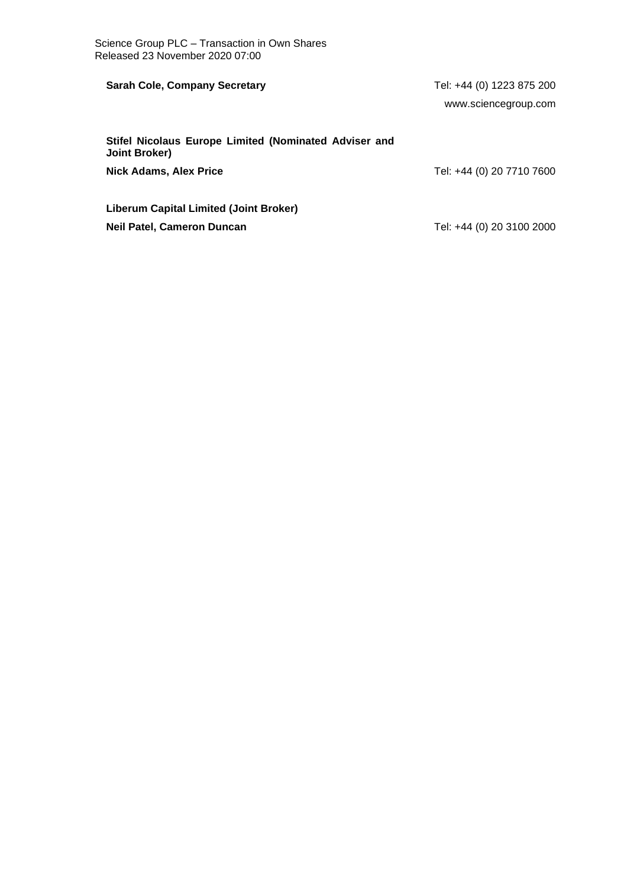| | |
|---|---|
| **Sarah Cole, Company Secretary** | Tel: +44 (0) 1223 875 200 |
| | www.sciencegroup.com |
| | |
| **Stifel Nicolaus Europe Limited (Nominated Adviser and Joint Broker)** | |
| **Nick Adams, Alex Price** | Tel: +44 (0) 20 7710 7600 |
| | |
| **Liberum Capital Limited (Joint Broker)** | |
| **Neil Patel, Cameron Duncan** | Tel: +44 (0) 20 3100 2000 |